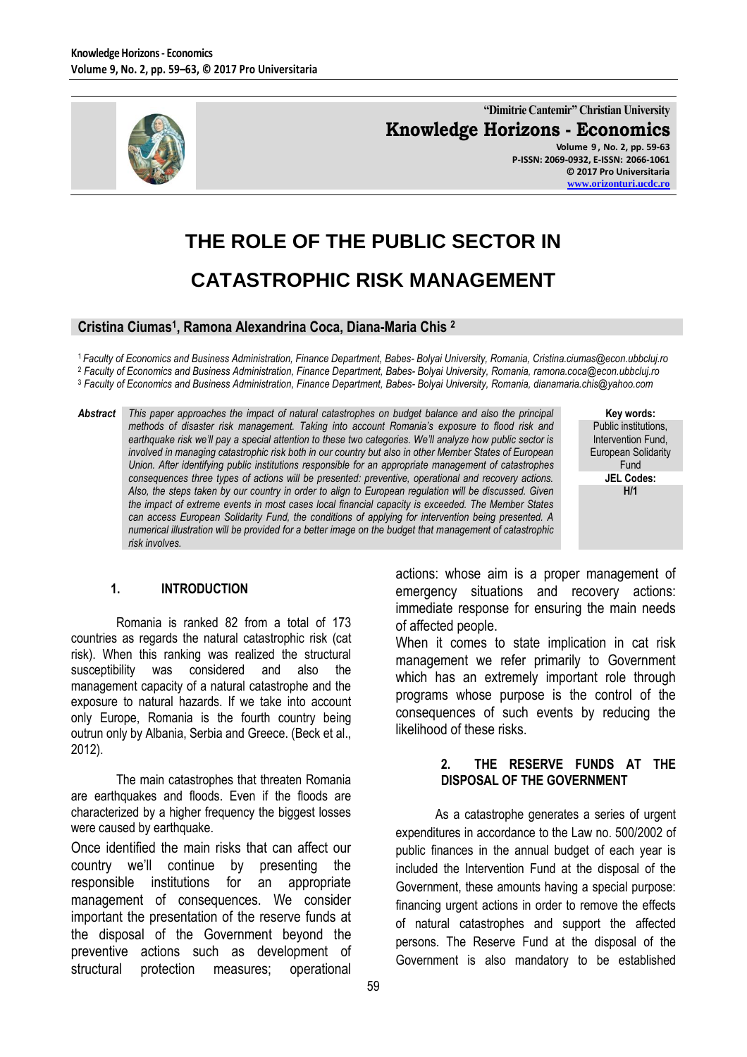# THE ROLE OF THE PUBLIC SECTOR IN CATASTROPHIC RISK MANAGEMENT

**Cristina Ciumas[1], Ramona Alexandrina Coca, Diana-Maria Chis [2]**

[1] *Faculty of Economics and Business Administration, Finance Department, Babes- Bolyai University, Romania, Cristina.ciumas@econ.ubbcluj.ro*
[2] *Faculty of Economics and Business Administration, Finance Department, Babes- Bolyai University, Romania, ramona.coca@econ.ubbcluj.ro*
[3] *Faculty of Economics and Business Administration, Finance Department, Babes- Bolyai University, Romania, dianamaria.chis@yahoo.com*

**Abstract** *This paper approaches the impact of natural catastrophes on budget balance and also the principal methods of disaster risk management. Taking into account Romania's exposure to flood risk and earthquake risk we'll pay a special attention to these two categories. We'll analyze how public sector is involved in managing catastrophic risk both in our country but also in other Member States of European Union. After identifying public institutions responsible for an appropriate management of catastrophes consequences three types of actions will be presented: preventive, operational and recovery actions. Also, the steps taken by our country in order to align to European regulation will be discussed. Given the impact of extreme events in most cases local financial capacity is exceeded. The Member States can access European Solidarity Fund, the conditions of applying for intervention being presented. A numerical illustration will be provided for a better image on the budget that management of catastrophic risk involves.*

**Key words:** Public institutions, Intervention Fund, European Solidarity Fund

**JEL Codes:** H/1

## 1. INTRODUCTION

Romania is ranked 82 from a total of 173 countries as regards the natural catastrophic risk (cat risk). When this ranking was realized the structural susceptibility was considered and also the management capacity of a natural catastrophe and the exposure to natural hazards. If we take into account only Europe, Romania is the fourth country being outrun only by Albania, Serbia and Greece. (Beck et al., 2012).

The main catastrophes that threaten Romania are earthquakes and floods. Even if the floods are characterized by a higher frequency the biggest losses were caused by earthquake.

Once identified the main risks that can affect our country we'll continue by presenting the responsible institutions for an appropriate management of consequences. We consider important the presentation of the reserve funds at the disposal of the Government beyond the preventive actions such as development of structural protection measures; operational actions: whose aim is a proper management of emergency situations and recovery actions: immediate response for ensuring the main needs of affected people.

When it comes to state implication in cat risk management we refer primarily to Government which has an extremely important role through programs whose purpose is the control of the consequences of such events by reducing the likelihood of these risks.

## 2. THE RESERVE FUNDS AT THE DISPOSAL OF THE GOVERNMENT

As a catastrophe generates a series of urgent expenditures in accordance to the Law no. 500/2002 of public finances in the annual budget of each year is included the Intervention Fund at the disposal of the Government, these amounts having a special purpose: financing urgent actions in order to remove the effects of natural catastrophes and support the affected persons. The Reserve Fund at the disposal of the Government is also mandatory to be established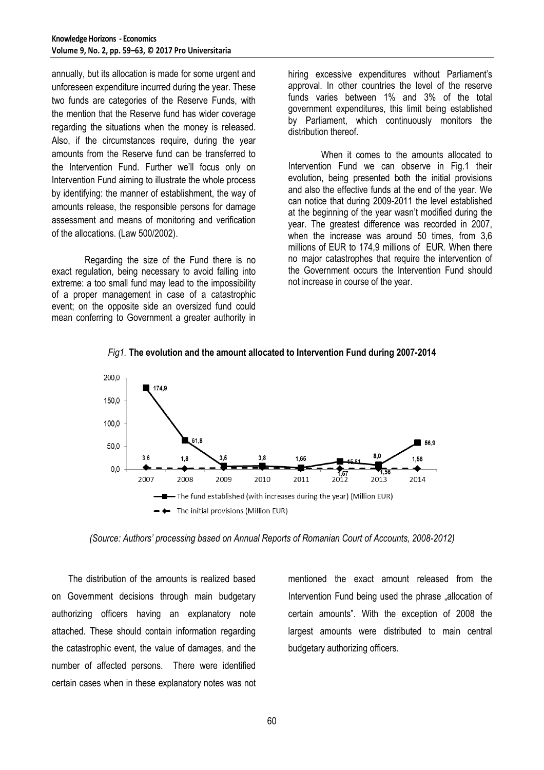annually, but its allocation is made for some urgent and unforeseen expenditure incurred during the year. These two funds are categories of the Reserve Funds, with the mention that the Reserve fund has wider coverage regarding the situations when the money is released. Also, if the circumstances require, during the year amounts from the Reserve fund can be transferred to the Intervention Fund. Further we'll focus only on Intervention Fund aiming to illustrate the whole process by identifying: the manner of establishment, the way of amounts release, the responsible persons for damage assessment and means of monitoring and verification of the allocations. (Law 500/2002).

Regarding the size of the Fund there is no exact regulation, being necessary to avoid falling into extreme: a too small fund may lead to the impossibility of a proper management in case of a catastrophic event; on the opposite side an oversized fund could mean conferring to Government a greater authority in hiring excessive expenditures without Parliament's approval. In other countries the level of the reserve funds varies between 1% and 3% of the total government expenditures, this limit being established by Parliament, which continuously monitors the distribution thereof.

When it comes to the amounts allocated to Intervention Fund we can observe in Fig.1 their evolution, being presented both the initial provisions and also the effective funds at the end of the year. We can notice that during 2009-2011 the level established at the beginning of the year wasn't modified during the year. The greatest difference was recorded in 2007, when the increase was around 50 times, from 3,6 millions of EUR to 174,9 millions of EUR. When there no major catastrophes that require the intervention of the Government occurs the Intervention Fund should not increase in course of the year.

*Fig1.* **The evolution and the amount allocated to Intervention Fund during 2007-2014**

| Year | The fund established (with increases during the year) (Million EUR) | The initial provisions (Million EUR) |
|---|---|---|
| 2007 | 174,9 | 3,6 |
| 2008 | 61,8 | 1,8 |
| 2009 | 3,5 | 3,5 |
| 2010 | 3,8 | 3,8 |
| 2011 | 1,65 | 1,65 |
| 2012 | 15,81 | 1,57 |
| 2013 | 8,0 | 1,56 |
| 2014 | 56,9 | 1,56 |

*(Source: Authors' processing based on Annual Reports of Romanian Court of Accounts, 2008-2012)*

The distribution of the amounts is realized based on Government decisions through main budgetary authorizing officers having an explanatory note attached. These should contain information regarding the catastrophic event, the value of damages, and the number of affected persons. There were identified certain cases when in these explanatory notes was not mentioned the exact amount released from the Intervention Fund being used the phrase „allocation of certain amounts". With the exception of 2008 the largest amounts were distributed to main central budgetary authorizing officers.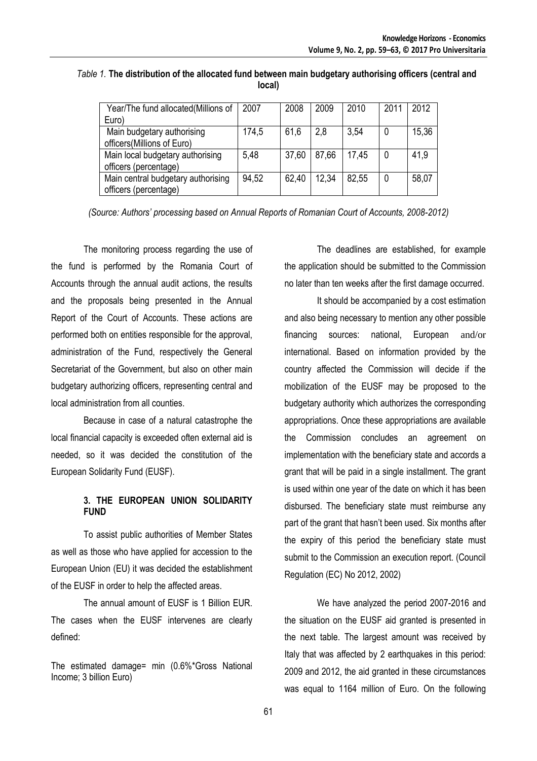*Table 1.* **The distribution of the allocated fund between main budgetary authorising officers (central and local)**

| Year/The fund allocated(Millions of Euro) | 2007 | 2008 | 2009 | 2010 | 2011 | 2012 |
|---|---|---|---|---|---|---|
| Main budgetary authorising officers(Millions of Euro) | 174,5 | 61,6 | 2,8 | 3,54 | 0 | 15,36 |
| Main local budgetary authorising officers (percentage) | 5,48 | 37,60 | 87,66 | 17,45 | 0 | 41,9 |
| Main central budgetary authorising officers (percentage) | 94,52 | 62,40 | 12,34 | 82,55 | 0 | 58,07 |

*(Source: Authors' processing based on Annual Reports of Romanian Court of Accounts, 2008-2012)*

The monitoring process regarding the use of the fund is performed by the Romania Court of Accounts through the annual audit actions, the results and the proposals being presented in the Annual Report of the Court of Accounts. These actions are performed both on entities responsible for the approval, administration of the Fund, respectively the General Secretariat of the Government, but also on other main budgetary authorizing officers, representing central and local administration from all counties.

Because in case of a natural catastrophe the local financial capacity is exceeded often external aid is needed, so it was decided the constitution of the European Solidarity Fund (EUSF).

### 3. THE EUROPEAN UNION SOLIDARITY FUND

To assist public authorities of Member States as well as those who have applied for accession to the European Union (EU) it was decided the establishment of the EUSF in order to help the affected areas.

The annual amount of EUSF is 1 Billion EUR. The cases when the EUSF intervenes are clearly defined:

The estimated damage= min (0.6%*Gross National Income; 3 billion Euro)

The deadlines are established, for example the application should be submitted to the Commission no later than ten weeks after the first damage occurred.

It should be accompanied by a cost estimation and also being necessary to mention any other possible financing sources: national, European and/or international. Based on information provided by the country affected the Commission will decide if the mobilization of the EUSF may be proposed to the budgetary authority which authorizes the corresponding appropriations. Once these appropriations are available the Commission concludes an agreement on implementation with the beneficiary state and accords a grant that will be paid in a single installment. The grant is used within one year of the date on which it has been disbursed. The beneficiary state must reimburse any part of the grant that hasn't been used. Six months after the expiry of this period the beneficiary state must submit to the Commission an execution report. (Council Regulation (EC) No 2012, 2002)

We have analyzed the period 2007-2016 and the situation on the EUSF aid granted is presented in the next table. The largest amount was received by Italy that was affected by 2 earthquakes in this period: 2009 and 2012, the aid granted in these circumstances was equal to 1164 million of Euro. On the following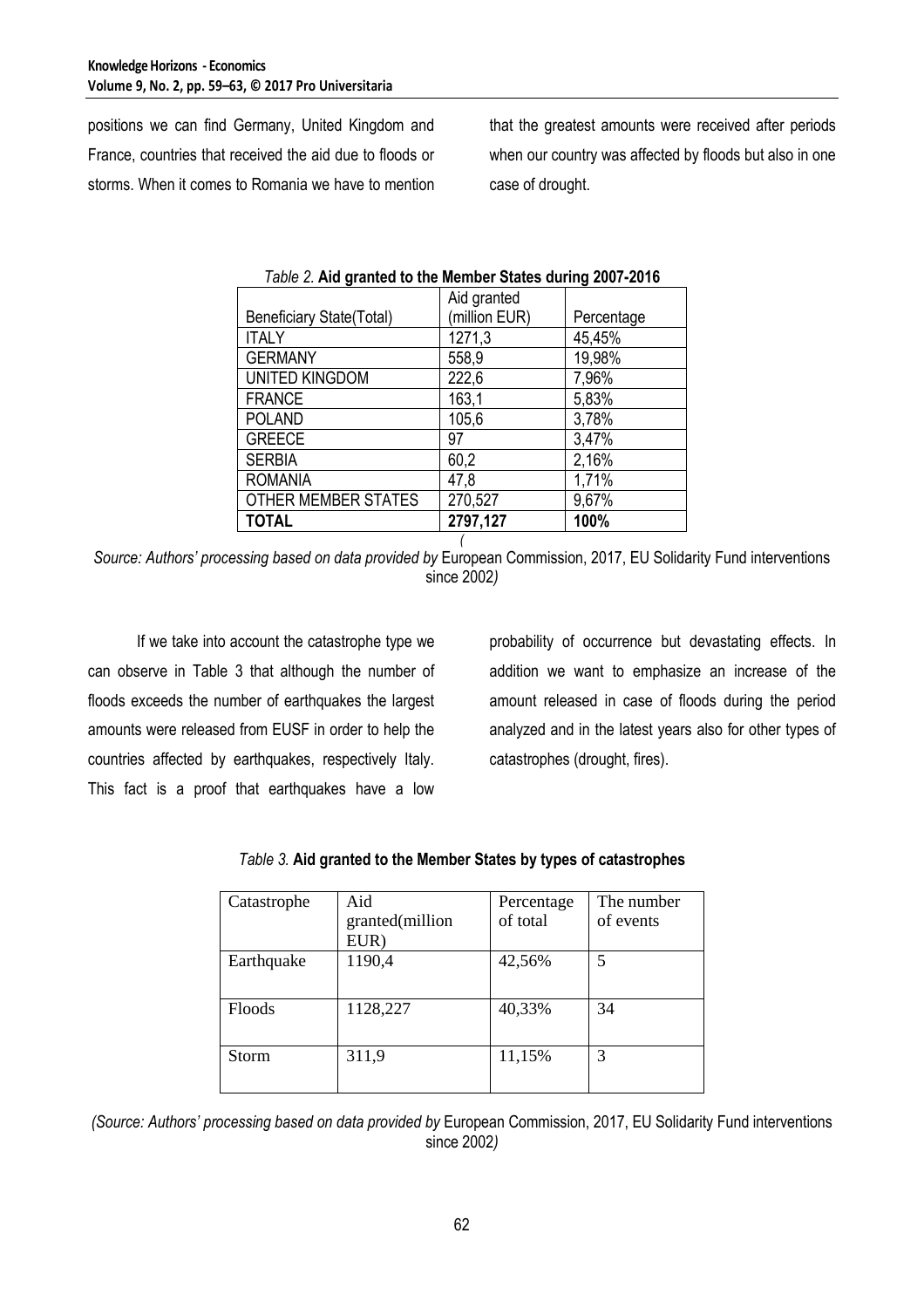positions we can find Germany, United Kingdom and France, countries that received the aid due to floods or storms. When it comes to Romania we have to mention that the greatest amounts were received after periods when our country was affected by floods but also in one case of drought.

*Table 2.* **Aid granted to the Member States during 2007-2016**

| Beneficiary State(Total) | Aid granted (million EUR) | Percentage |
|---|---|---|
| ITALY | 1271,3 | 45,45% |
| GERMANY | 558,9 | 19,98% |
| UNITED KINGDOM | 222,6 | 7,96% |
| FRANCE | 163,1 | 5,83% |
| POLAND | 105,6 | 3,78% |
| GREECE | 97 | 3,47% |
| SERBIA | 60,2 | 2,16% |
| ROMANIA | 47,8 | 1,71% |
| OTHER MEMBER STATES | 270,527 | 9,67% |
| **TOTAL** | **2797,127** | **100%** |

*(Source: Authors' processing based on data provided by* European Commission, 2017, EU Solidarity Fund interventions since 2002*)*

If we take into account the catastrophe type we can observe in Table 3 that although the number of floods exceeds the number of earthquakes the largest amounts were released from EUSF in order to help the countries affected by earthquakes, respectively Italy. This fact is a proof that earthquakes have a low probability of occurrence but devastating effects. In addition we want to emphasize an increase of the amount released in case of floods during the period analyzed and in the latest years also for other types of catastrophes (drought, fires).

*Table 3.* **Aid granted to the Member States by types of catastrophes**

| Catastrophe | Aid granted(million EUR) | Percentage of total | The number of events |
|---|---|---|---|
| Earthquake | 1190,4 | 42,56% | 5 |
| Floods | 1128,227 | 40,33% | 34 |
| Storm | 311,9 | 11,15% | 3 |

*(Source: Authors' processing based on data provided by* European Commission, 2017, EU Solidarity Fund interventions since 2002*)*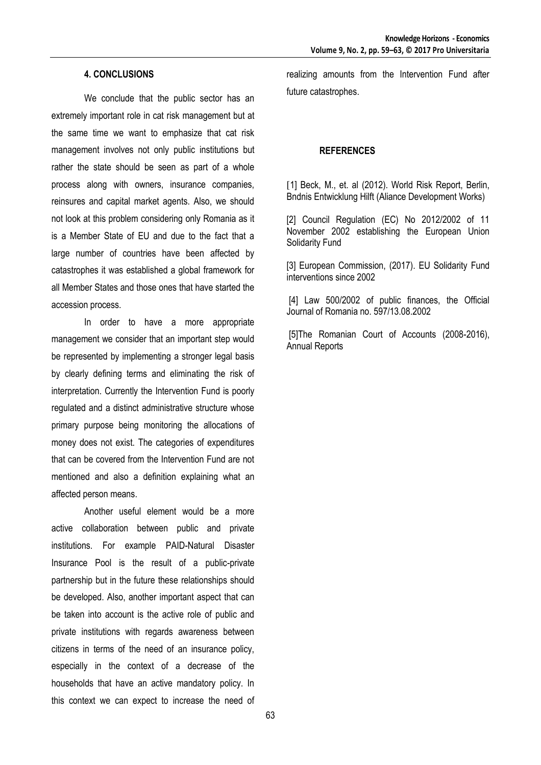## 4. CONCLUSIONS

We conclude that the public sector has an extremely important role in cat risk management but at the same time we want to emphasize that cat risk management involves not only public institutions but rather the state should be seen as part of a whole process along with owners, insurance companies, reinsures and capital market agents. Also, we should not look at this problem considering only Romania as it is a Member State of EU and due to the fact that a large number of countries have been affected by catastrophes it was established a global framework for all Member States and those ones that have started the accession process.

In order to have a more appropriate management we consider that an important step would be represented by implementing a stronger legal basis by clearly defining terms and eliminating the risk of interpretation. Currently the Intervention Fund is poorly regulated and a distinct administrative structure whose primary purpose being monitoring the allocations of money does not exist. The categories of expenditures that can be covered from the Intervention Fund are not mentioned and also a definition explaining what an affected person means.

Another useful element would be a more active collaboration between public and private institutions. For example PAID-Natural Disaster Insurance Pool is the result of a public-private partnership but in the future these relationships should be developed. Also, another important aspect that can be taken into account is the active role of public and private institutions with regards awareness between citizens in terms of the need of an insurance policy, especially in the context of a decrease of the households that have an active mandatory policy. In this context we can expect to increase the need of realizing amounts from the Intervention Fund after future catastrophes.

## REFERENCES

[1] Beck, M., et. al (2012). World Risk Report, Berlin, Bndnis Entwicklung Hilft (Aliance Development Works)

[2] Council Regulation (EC) No 2012/2002 of 11 November 2002 establishing the European Union Solidarity Fund

[3] European Commission, (2017). EU Solidarity Fund interventions since 2002

[4] Law 500/2002 of public finances, the Official Journal of Romania no. 597/13.08.2002

[5]The Romanian Court of Accounts (2008-2016), Annual Reports